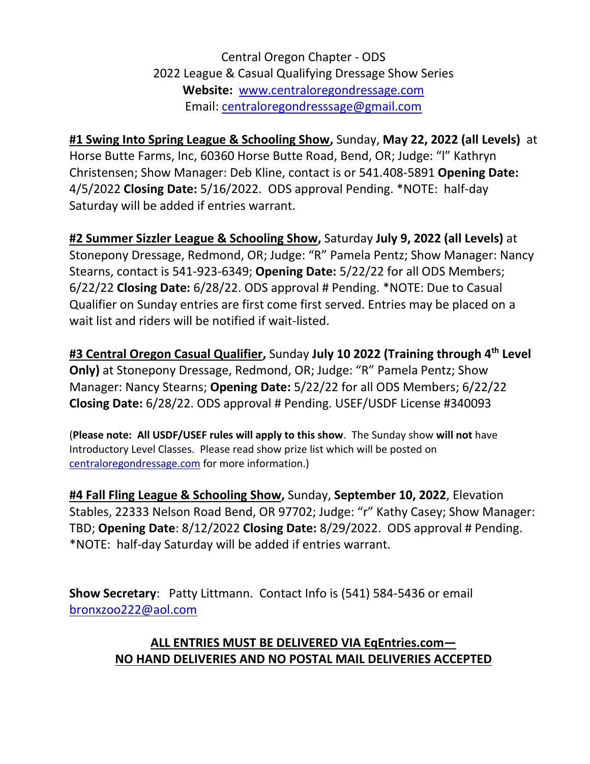Central Oregon Chapter - ODS
2022 League & Casual Qualifying Dressage Show Series
**Website:** www.centraloregondressage.com
Email: centraloregondresssage@gmail.com

**#1 Swing Into Spring League & Schooling Show,** Sunday, **May 22, 2022 (all Levels)** at Horse Butte Farms, Inc, 60360 Horse Butte Road, Bend, OR; Judge: "l" Kathryn Christensen; Show Manager: Deb Kline, contact is or 541.408-5891 **Opening Date:** 4/5/2022 **Closing Date:** 5/16/2022. ODS approval Pending. *NOTE: half-day Saturday will be added if entries warrant.

**#2 Summer Sizzler League & Schooling Show,** Saturday **July 9, 2022 (all Levels)** at Stonepony Dressage, Redmond, OR; Judge: "R" Pamela Pentz; Show Manager: Nancy Stearns, contact is 541-923-6349; **Opening Date:** 5/22/22 for all ODS Members; 6/22/22 **Closing Date:** 6/28/22. ODS approval # Pending. *NOTE: Due to Casual Qualifier on Sunday entries are first come first served. Entries may be placed on a wait list and riders will be notified if wait-listed.

**#3 Central Oregon Casual Qualifier,** Sunday **July 10 2022 (Training through 4th Level Only)** at Stonepony Dressage, Redmond, OR; Judge: "R" Pamela Pentz; Show Manager: Nancy Stearns; **Opening Date:** 5/22/22 for all ODS Members; 6/22/22 **Closing Date:** 6/28/22. ODS approval # Pending. USEF/USDF License #340093

(**Please note: All USDF/USEF rules will apply to this show**. The Sunday show **will not** have Introductory Level Classes. Please read show prize list which will be posted on centraloregondressage.com for more information.)

**#4 Fall Fling League & Schooling Show,** Sunday, **September 10, 2022**, Elevation Stables, 22333 Nelson Road Bend, OR 97702; Judge: "r" Kathy Casey; Show Manager: TBD; **Opening Date**: 8/12/2022 **Closing Date:** 8/29/2022. ODS approval # Pending. *NOTE: half-day Saturday will be added if entries warrant.

**Show Secretary**: Patty Littmann. Contact Info is (541) 584-5436 or email bronxzoo222@aol.com

**ALL ENTRIES MUST BE DELIVERED VIA EqEntries.com— NO HAND DELIVERIES AND NO POSTAL MAIL DELIVERIES ACCEPTED**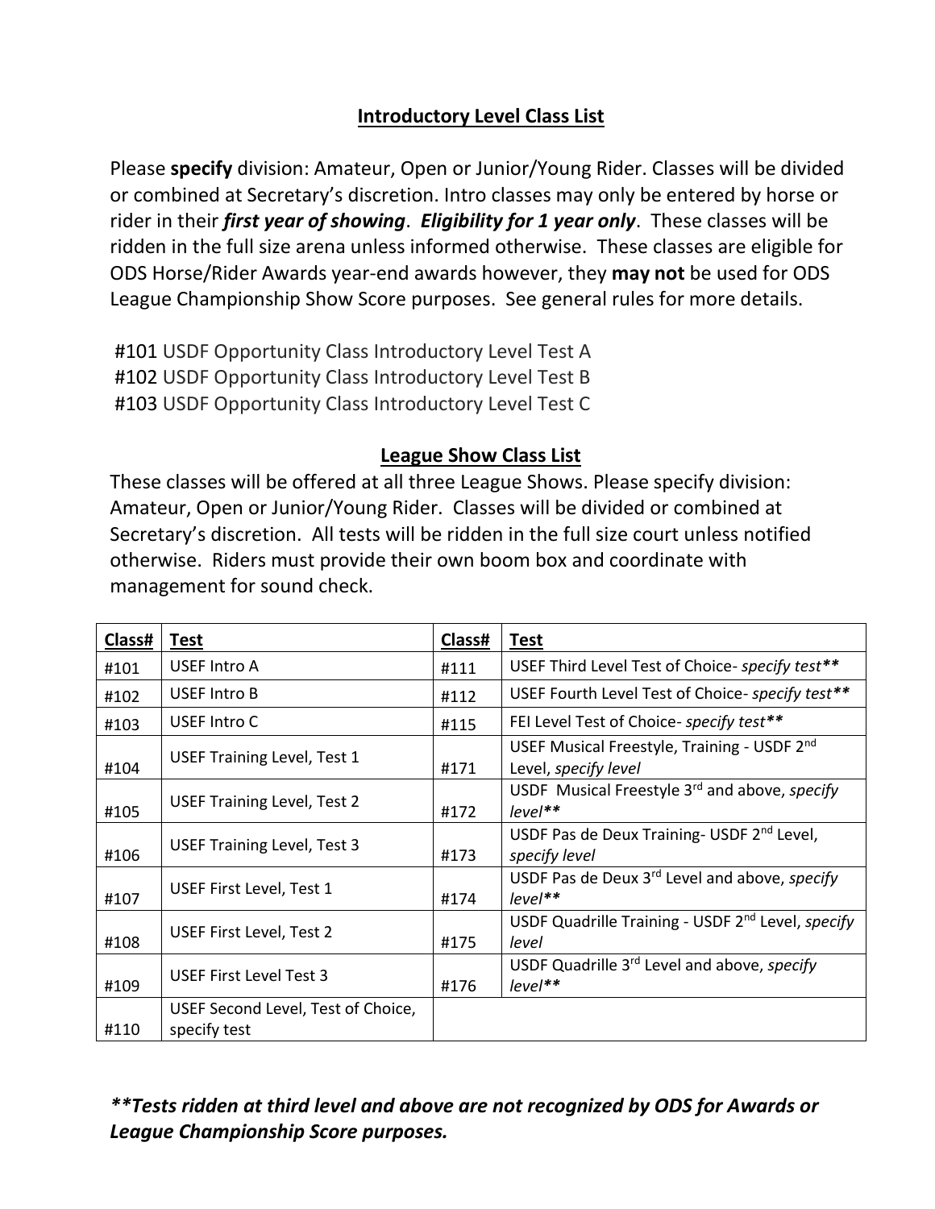## Introductory Level Class List

Please **specify** division: Amateur, Open or Junior/Young Rider. Classes will be divided or combined at Secretary's discretion. Intro classes may only be entered by horse or rider in their ***first year of showing***. ***Eligibility for 1 year only***. These classes will be ridden in the full size arena unless informed otherwise. These classes are eligible for ODS Horse/Rider Awards year-end awards however, they **may not** be used for ODS League Championship Show Score purposes. See general rules for more details.

#101 USDF Opportunity Class Introductory Level Test A
#102 USDF Opportunity Class Introductory Level Test B
#103 USDF Opportunity Class Introductory Level Test C

## League Show Class List

These classes will be offered at all three League Shows. Please specify division: Amateur, Open or Junior/Young Rider. Classes will be divided or combined at Secretary's discretion. All tests will be ridden in the full size court unless notified otherwise. Riders must provide their own boom box and coordinate with management for sound check.

| Class# | Test | Class# | Test |
|---|---|---|---|
| #101 | USEF Intro A | #111 | USEF Third Level Test of Choice- *specify test*** |
| #102 | USEF Intro B | #112 | USEF Fourth Level Test of Choice- *specify test*** |
| #103 | USEF Intro C | #115 | FEI Level Test of Choice- *specify test*** |
| #104 | USEF Training Level, Test 1 | #171 | USEF Musical Freestyle, Training - USDF 2nd Level, *specify level* |
| #105 | USEF Training Level, Test 2 | #172 | USDF Musical Freestyle 3rd and above, *specify level*** |
| #106 | USEF Training Level, Test 3 | #173 | USDF Pas de Deux Training- USDF 2nd Level, *specify level* |
| #107 | USEF First Level, Test 1 | #174 | USDF Pas de Deux 3rd Level and above, *specify level*** |
| #108 | USEF First Level, Test 2 | #175 | USDF Quadrille Training - USDF 2nd Level, *specify level* |
| #109 | USEF First Level Test 3 | #176 | USDF Quadrille 3rd Level and above, *specify level*** |
| #110 | USEF Second Level, Test of Choice, specify test | | |

***\*\*Tests ridden at third level and above are not recognized by ODS for Awards or League Championship Score purposes.***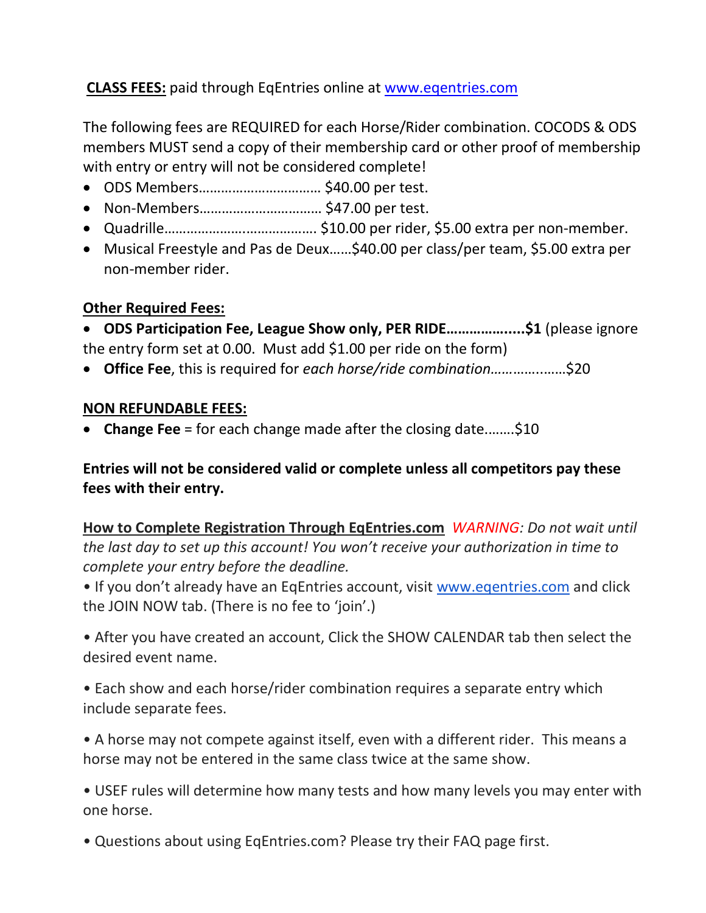**CLASS FEES:** paid through EqEntries online at www.eqentries.com

The following fees are REQUIRED for each Horse/Rider combination. COCODS & ODS members MUST send a copy of their membership card or other proof of membership with entry or entry will not be considered complete!

- ODS Members…………………………… $40.00 per test.
- Non-Members…………………………… $47.00 per test.
- Quadrille…………………….……………. $10.00 per rider, $5.00 extra per non-member.
- Musical Freestyle and Pas de Deux……$40.00 per class/per team, $5.00 extra per non-member rider.

**Other Required Fees:**

- **ODS Participation Fee, League Show only, PER RIDE………………...$1** (please ignore the entry form set at 0.00. Must add $1.00 per ride on the form)
- **Office Fee**, this is required for *each horse/ride combination……………..…*$20

**NON REFUNDABLE FEES:**

- **Change Fee** = for each change made after the closing date……..$10

**Entries will not be considered valid or complete unless all competitors pay these fees with their entry.**

**How to Complete Registration Through EqEntries.com** *WARNING: Do not wait until the last day to set up this account! You won't receive your authorization in time to complete your entry before the deadline.*

• If you don't already have an EqEntries account, visit www.eqentries.com and click the JOIN NOW tab. (There is no fee to 'join'.)

• After you have created an account, Click the SHOW CALENDAR tab then select the desired event name.

• Each show and each horse/rider combination requires a separate entry which include separate fees.

• A horse may not compete against itself, even with a different rider. This means a horse may not be entered in the same class twice at the same show.

• USEF rules will determine how many tests and how many levels you may enter with one horse.

• Questions about using EqEntries.com? Please try their FAQ page first.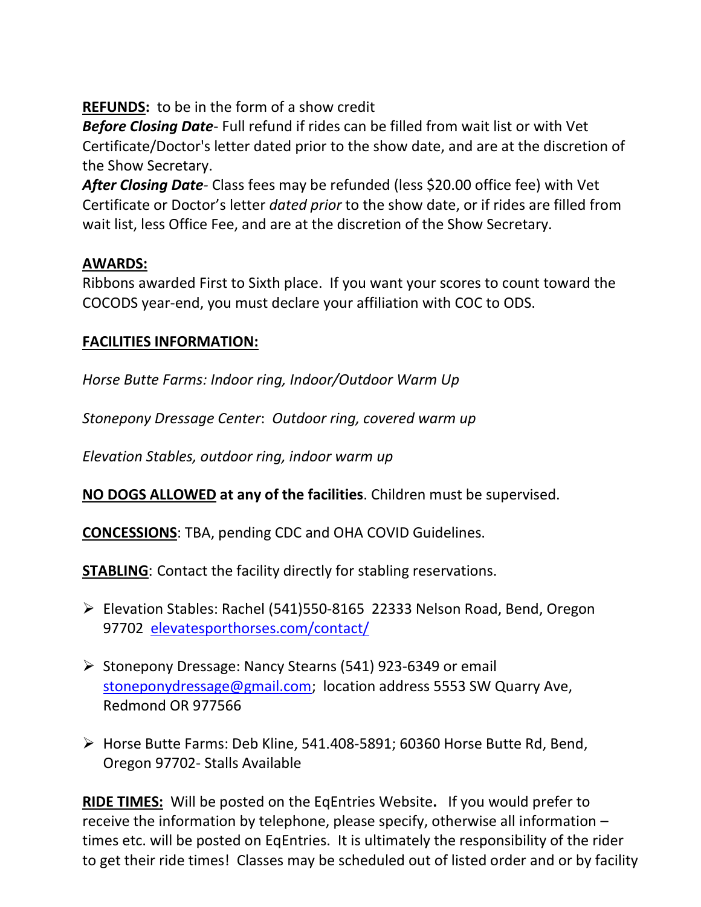**<u>REFUNDS:</u>** to be in the form of a show credit

***Before Closing Date***- Full refund if rides can be filled from wait list or with Vet Certificate/Doctor's letter dated prior to the show date, and are at the discretion of the Show Secretary.

***After Closing Date***- Class fees may be refunded (less $20.00 office fee) with Vet Certificate or Doctor's letter *dated prior* to the show date, or if rides are filled from wait list, less Office Fee, and are at the discretion of the Show Secretary.

**<u>AWARDS:</u>**

Ribbons awarded First to Sixth place. If you want your scores to count toward the COCODS year-end, you must declare your affiliation with COC to ODS.

**<u>FACILITIES INFORMATION:</u>**

*Horse Butte Farms: Indoor ring, Indoor/Outdoor Warm Up*

*Stonepony Dressage Center*: *Outdoor ring, covered warm up*

*Elevation Stables, outdoor ring, indoor warm up*

**<u>NO DOGS ALLOWED</u> at any of the facilities**. Children must be supervised.

**<u>CONCESSIONS</u>**: TBA, pending CDC and OHA COVID Guidelines.

**<u>STABLING</u>**: Contact the facility directly for stabling reservations.

- Elevation Stables: Rachel (541)550-8165 22333 Nelson Road, Bend, Oregon 97702 [elevatesporthorses.com/contact/](elevatesporthorses.com/contact/)
- Stonepony Dressage: Nancy Stearns (541) 923-6349 or email [stoneponydressage@gmail.com](mailto:stoneponydressage@gmail.com); location address 5553 SW Quarry Ave, Redmond OR 977566
- Horse Butte Farms: Deb Kline, 541.408-5891; 60360 Horse Butte Rd, Bend, Oregon 97702- Stalls Available

**<u>RIDE TIMES:</u>** Will be posted on the EqEntries Website**.** If you would prefer to receive the information by telephone, please specify, otherwise all information – times etc. will be posted on EqEntries. It is ultimately the responsibility of the rider to get their ride times! Classes may be scheduled out of listed order and or by facility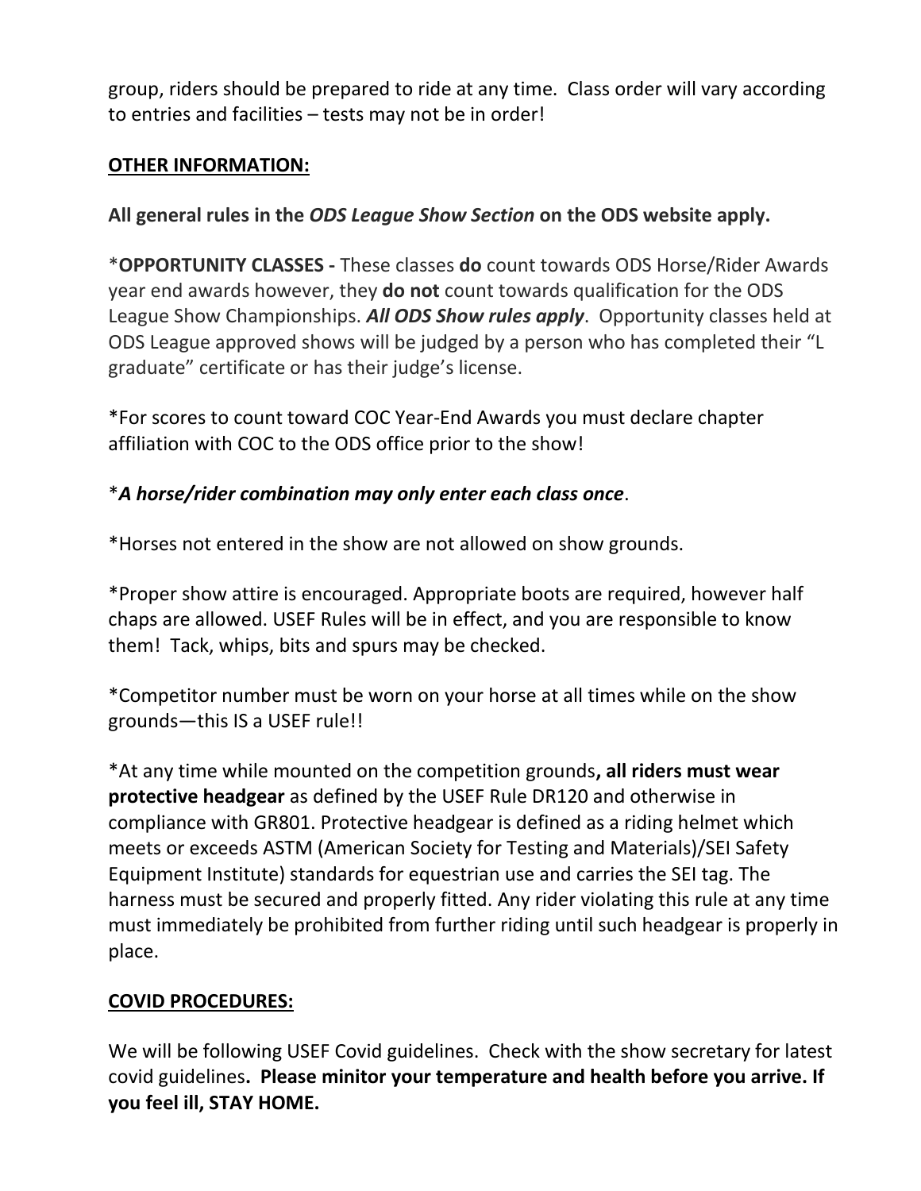group, riders should be prepared to ride at any time. Class order will vary according to entries and facilities – tests may not be in order!

**OTHER INFORMATION:**

**All general rules in the *ODS League Show Section* on the ODS website apply.**

\***OPPORTUNITY CLASSES -** These classes **do** count towards ODS Horse/Rider Awards year end awards however, they **do not** count towards qualification for the ODS League Show Championships. ***All ODS Show rules apply***. Opportunity classes held at ODS League approved shows will be judged by a person who has completed their "L graduate" certificate or has their judge's license.

*For scores to count toward COC Year-End Awards you must declare chapter affiliation with COC to the ODS office prior to the show!

\****A horse/rider combination may only enter each class once***.

*Horses not entered in the show are not allowed on show grounds.

*Proper show attire is encouraged. Appropriate boots are required, however half chaps are allowed. USEF Rules will be in effect, and you are responsible to know them! Tack, whips, bits and spurs may be checked.

*Competitor number must be worn on your horse at all times while on the show grounds—this IS a USEF rule!!

*At any time while mounted on the competition grounds**, all riders must wear protective headgear** as defined by the USEF Rule DR120 and otherwise in compliance with GR801. Protective headgear is defined as a riding helmet which meets or exceeds ASTM (American Society for Testing and Materials)/SEI Safety Equipment Institute) standards for equestrian use and carries the SEI tag. The harness must be secured and properly fitted. Any rider violating this rule at any time must immediately be prohibited from further riding until such headgear is properly in place.

**COVID PROCEDURES:**

We will be following USEF Covid guidelines. Check with the show secretary for latest covid guidelines**. Please minitor your temperature and health before you arrive. If you feel ill, STAY HOME.**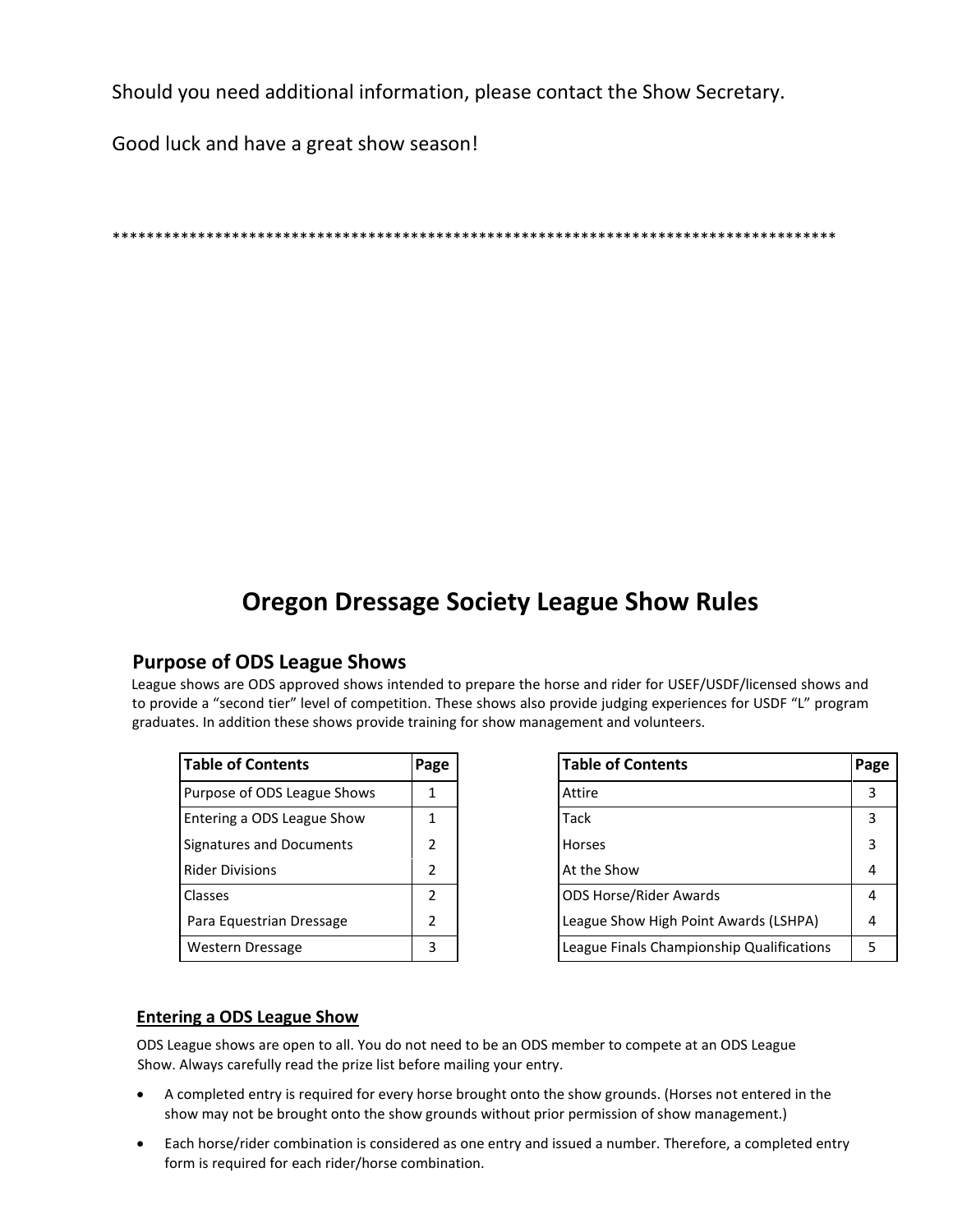Should you need additional information, please contact the Show Secretary.

Good luck and have a great show season!

*************************************************************************************

# Oregon Dressage Society League Show Rules

## Purpose of ODS League Shows

League shows are ODS approved shows intended to prepare the horse and rider for USEF/USDF/licensed shows and to provide a "second tier" level of competition. These shows also provide judging experiences for USDF "L" program graduates. In addition these shows provide training for show management and volunteers.

| Table of Contents | Page |
|---|---|
| Purpose of ODS League Shows | 1 |
| Entering a ODS League Show | 1 |
| Signatures and Documents | 2 |
| Rider Divisions | 2 |
| Classes | 2 |
| Para Equestrian Dressage | 2 |
| Western Dressage | 3 |

| Table of Contents | Page |
|---|---|
| Attire | 3 |
| Tack | 3 |
| Horses | 3 |
| At the Show | 4 |
| ODS Horse/Rider Awards | 4 |
| League Show High Point Awards (LSHPA) | 4 |
| League Finals Championship Qualifications | 5 |

### Entering a ODS League Show

ODS League shows are open to all. You do not need to be an ODS member to compete at an ODS League Show. Always carefully read the prize list before mailing your entry.

- A completed entry is required for every horse brought onto the show grounds. (Horses not entered in the show may not be brought onto the show grounds without prior permission of show management.)
- Each horse/rider combination is considered as one entry and issued a number. Therefore, a completed entry form is required for each rider/horse combination.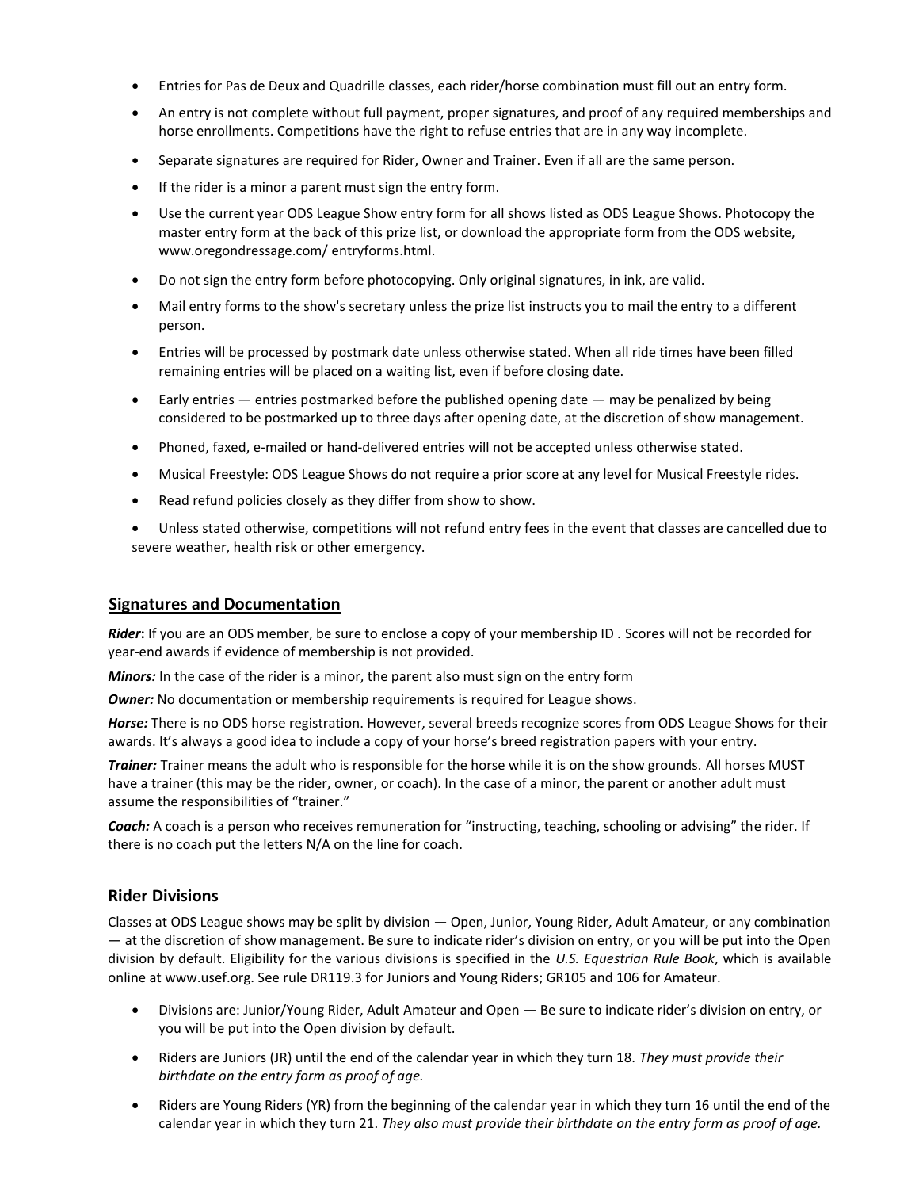- Entries for Pas de Deux and Quadrille classes, each rider/horse combination must fill out an entry form.
- An entry is not complete without full payment, proper signatures, and proof of any required memberships and horse enrollments. Competitions have the right to refuse entries that are in any way incomplete.
- Separate signatures are required for Rider, Owner and Trainer. Even if all are the same person.
- If the rider is a minor a parent must sign the entry form.
- Use the current year ODS League Show entry form for all shows listed as ODS League Shows. Photocopy the master entry form at the back of this prize list, or download the appropriate form from the ODS website, www.oregondressage.com/ entryforms.html.
- Do not sign the entry form before photocopying. Only original signatures, in ink, are valid.
- Mail entry forms to the show's secretary unless the prize list instructs you to mail the entry to a different person.
- Entries will be processed by postmark date unless otherwise stated. When all ride times have been filled remaining entries will be placed on a waiting list, even if before closing date.
- Early entries — entries postmarked before the published opening date — may be penalized by being considered to be postmarked up to three days after opening date, at the discretion of show management.
- Phoned, faxed, e-mailed or hand-delivered entries will not be accepted unless otherwise stated.
- Musical Freestyle: ODS League Shows do not require a prior score at any level for Musical Freestyle rides.
- Read refund policies closely as they differ from show to show.
- Unless stated otherwise, competitions will not refund entry fees in the event that classes are cancelled due to severe weather, health risk or other emergency.

## Signatures and Documentation

***Rider*:** If you are an ODS member, be sure to enclose a copy of your membership ID . Scores will not be recorded for year-end awards if evidence of membership is not provided.

***Minors:*** In the case of the rider is a minor, the parent also must sign on the entry form

***Owner:*** No documentation or membership requirements is required for League shows.

***Horse:*** There is no ODS horse registration. However, several breeds recognize scores from ODS League Shows for their awards. It's always a good idea to include a copy of your horse's breed registration papers with your entry.

***Trainer:*** Trainer means the adult who is responsible for the horse while it is on the show grounds. All horses MUST have a trainer (this may be the rider, owner, or coach). In the case of a minor, the parent or another adult must assume the responsibilities of "trainer."

***Coach:*** A coach is a person who receives remuneration for "instructing, teaching, schooling or advising" the rider. If there is no coach put the letters N/A on the line for coach.

## Rider Divisions

Classes at ODS League shows may be split by division — Open, Junior, Young Rider, Adult Amateur, or any combination — at the discretion of show management. Be sure to indicate rider's division on entry, or you will be put into the Open division by default. Eligibility for the various divisions is specified in the *U.S. Equestrian Rule Book*, which is available online at www.usef.org. See rule DR119.3 for Juniors and Young Riders; GR105 and 106 for Amateur.

- Divisions are: Junior/Young Rider, Adult Amateur and Open — Be sure to indicate rider's division on entry, or you will be put into the Open division by default.
- Riders are Juniors (JR) until the end of the calendar year in which they turn 18. *They must provide their birthdate on the entry form as proof of age.*
- Riders are Young Riders (YR) from the beginning of the calendar year in which they turn 16 until the end of the calendar year in which they turn 21. *They also must provide their birthdate on the entry form as proof of age.*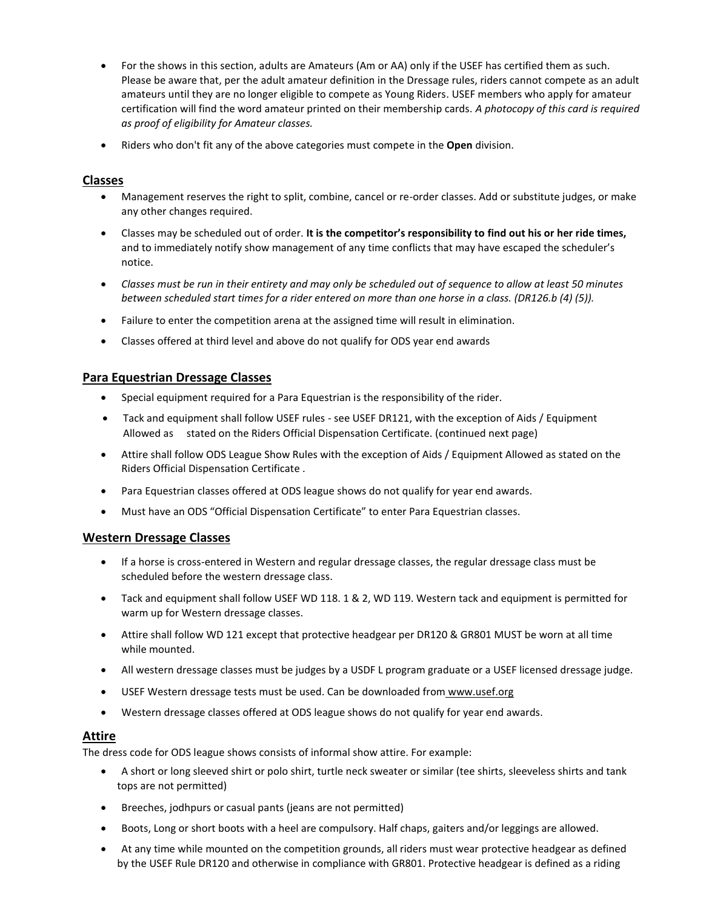- For the shows in this section, adults are Amateurs (Am or AA) only if the USEF has certified them as such. Please be aware that, per the adult amateur definition in the Dressage rules, riders cannot compete as an adult amateurs until they are no longer eligible to compete as Young Riders. USEF members who apply for amateur certification will find the word amateur printed on their membership cards. *A photocopy of this card is required as proof of eligibility for Amateur classes.*
- Riders who don't fit any of the above categories must compete in the **Open** division.

## Classes

- Management reserves the right to split, combine, cancel or re-order classes. Add or substitute judges, or make any other changes required.
- Classes may be scheduled out of order. **It is the competitor's responsibility to find out his or her ride times,** and to immediately notify show management of any time conflicts that may have escaped the scheduler's notice.
- *Classes must be run in their entirety and may only be scheduled out of sequence to allow at least 50 minutes between scheduled start times for a rider entered on more than one horse in a class. (DR126.b (4) (5)).*
- Failure to enter the competition arena at the assigned time will result in elimination.
- Classes offered at third level and above do not qualify for ODS year end awards

## Para Equestrian Dressage Classes

- Special equipment required for a Para Equestrian is the responsibility of the rider.
- Tack and equipment shall follow USEF rules - see USEF DR121, with the exception of Aids / Equipment Allowed as stated on the Riders Official Dispensation Certificate. (continued next page)
- Attire shall follow ODS League Show Rules with the exception of Aids / Equipment Allowed as stated on the Riders Official Dispensation Certificate .
- Para Equestrian classes offered at ODS league shows do not qualify for year end awards.
- Must have an ODS "Official Dispensation Certificate" to enter Para Equestrian classes.

## Western Dressage Classes

- If a horse is cross-entered in Western and regular dressage classes, the regular dressage class must be scheduled before the western dressage class.
- Tack and equipment shall follow USEF WD 118. 1 & 2, WD 119. Western tack and equipment is permitted for warm up for Western dressage classes.
- Attire shall follow WD 121 except that protective headgear per DR120 & GR801 MUST be worn at all time while mounted.
- All western dressage classes must be judges by a USDF L program graduate or a USEF licensed dressage judge.
- USEF Western dressage tests must be used. Can be downloaded from www.usef.org
- Western dressage classes offered at ODS league shows do not qualify for year end awards.

## Attire

The dress code for ODS league shows consists of informal show attire. For example:

- A short or long sleeved shirt or polo shirt, turtle neck sweater or similar (tee shirts, sleeveless shirts and tank tops are not permitted)
- Breeches, jodhpurs or casual pants (jeans are not permitted)
- Boots, Long or short boots with a heel are compulsory. Half chaps, gaiters and/or leggings are allowed.
- At any time while mounted on the competition grounds, all riders must wear protective headgear as defined by the USEF Rule DR120 and otherwise in compliance with GR801. Protective headgear is defined as a riding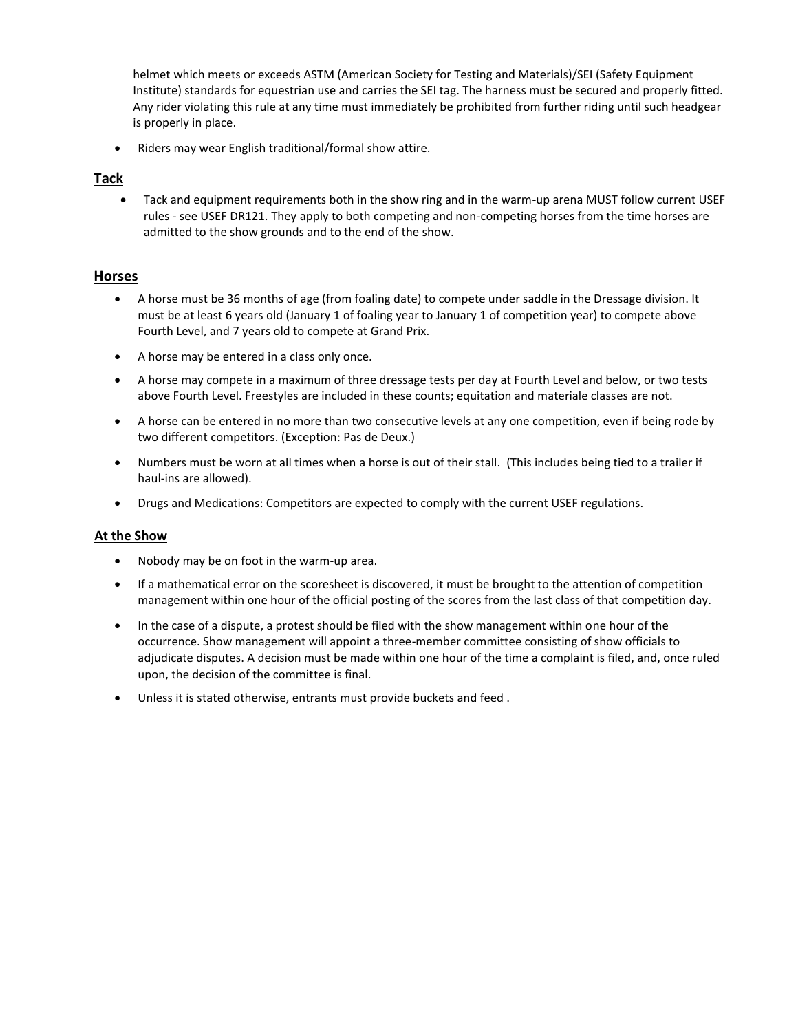helmet which meets or exceeds ASTM (American Society for Testing and Materials)/SEI (Safety Equipment Institute) standards for equestrian use and carries the SEI tag. The harness must be secured and properly fitted. Any rider violating this rule at any time must immediately be prohibited from further riding until such headgear is properly in place.

- Riders may wear English traditional/formal show attire.

## Tack

- Tack and equipment requirements both in the show ring and in the warm-up arena MUST follow current USEF rules - see USEF DR121. They apply to both competing and non-competing horses from the time horses are admitted to the show grounds and to the end of the show.

## Horses

- A horse must be 36 months of age (from foaling date) to compete under saddle in the Dressage division. It must be at least 6 years old (January 1 of foaling year to January 1 of competition year) to compete above Fourth Level, and 7 years old to compete at Grand Prix.
- A horse may be entered in a class only once.
- A horse may compete in a maximum of three dressage tests per day at Fourth Level and below, or two tests above Fourth Level. Freestyles are included in these counts; equitation and materiale classes are not.
- A horse can be entered in no more than two consecutive levels at any one competition, even if being rode by two different competitors. (Exception: Pas de Deux.)
- Numbers must be worn at all times when a horse is out of their stall. (This includes being tied to a trailer if haul-ins are allowed).
- Drugs and Medications: Competitors are expected to comply with the current USEF regulations.

## At the Show

- Nobody may be on foot in the warm-up area.
- If a mathematical error on the scoresheet is discovered, it must be brought to the attention of competition management within one hour of the official posting of the scores from the last class of that competition day.
- In the case of a dispute, a protest should be filed with the show management within one hour of the occurrence. Show management will appoint a three-member committee consisting of show officials to adjudicate disputes. A decision must be made within one hour of the time a complaint is filed, and, once ruled upon, the decision of the committee is final.
- Unless it is stated otherwise, entrants must provide buckets and feed .